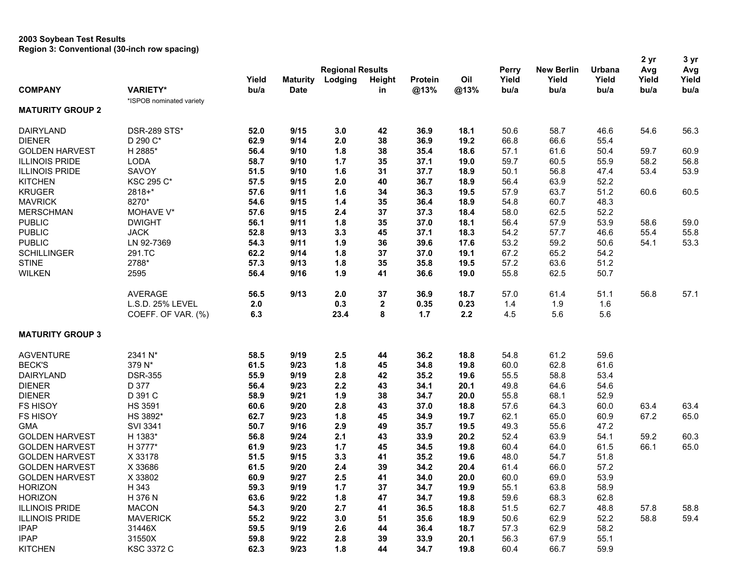**2003 Soybean Test Results**
**Region 3: Conventional (30-inch row spacing)**

| COMPANY | VARIETY* | Yield bu/a | Maturity Date | Lodging | Height in | Protein @13% | Oil @13% | Perry Yield bu/a | New Berlin Yield bu/a | Urbana Yield bu/a | 2 yr Avg Yield bu/a | 3 yr Avg Yield bu/a |
|---|---|---|---|---|---|---|---|---|---|---|---|---|
| | | Regional Results | | | | | | | | | | |
| | *ISPOB nominated variety | | | | | | | | | | | |
| **MATURITY GROUP 2** | | | | | | | | | | | | |
| DAIRYLAND | DSR-289 STS* | **52.0** | **9/15** | **3.0** | **42** | **36.9** | **18.1** | 50.6 | 58.7 | 46.6 | 54.6 | 56.3 |
| DIENER | D 290 C* | **62.9** | **9/14** | **2.0** | **38** | **36.9** | **19.2** | 66.8 | 66.6 | 55.4 | | |
| GOLDEN HARVEST | H 2885* | **56.4** | **9/10** | **1.8** | **38** | **35.4** | **18.6** | 57.1 | 61.6 | 50.4 | 59.7 | 60.9 |
| ILLINOIS PRIDE | LODA | **58.7** | **9/10** | **1.7** | **35** | **37.1** | **19.0** | 59.7 | 60.5 | 55.9 | 58.2 | 56.8 |
| ILLINOIS PRIDE | SAVOY | **51.5** | **9/10** | **1.6** | **31** | **37.7** | **18.9** | 50.1 | 56.8 | 47.4 | 53.4 | 53.9 |
| KITCHEN | KSC 295 C* | **57.5** | **9/15** | **2.0** | **40** | **36.7** | **18.9** | 56.4 | 63.9 | 52.2 | | |
| KRUGER | 2818+* | **57.6** | **9/11** | **1.6** | **34** | **36.3** | **19.5** | 57.9 | 63.7 | 51.2 | 60.6 | 60.5 |
| MAVRICK | 8270* | **54.6** | **9/15** | **1.4** | **35** | **36.4** | **18.9** | 54.8 | 60.7 | 48.3 | | |
| MERSCHMAN | MOHAVE V* | **57.6** | **9/15** | **2.4** | **37** | **37.3** | **18.4** | 58.0 | 62.5 | 52.2 | | |
| PUBLIC | DWIGHT | **56.1** | **9/11** | **1.8** | **35** | **37.0** | **18.1** | 56.4 | 57.9 | 53.9 | 58.6 | 59.0 |
| PUBLIC | JACK | **52.8** | **9/13** | **3.3** | **45** | **37.1** | **18.3** | 54.2 | 57.7 | 46.6 | 55.4 | 55.8 |
| PUBLIC | LN 92-7369 | **54.3** | **9/11** | **1.9** | **36** | **39.6** | **17.6** | 53.2 | 59.2 | 50.6 | 54.1 | 53.3 |
| SCHILLINGER | 291.TC | **62.2** | **9/14** | **1.8** | **37** | **37.0** | **19.1** | 67.2 | 65.2 | 54.2 | | |
| STINE | 2788* | **57.3** | **9/13** | **1.8** | **35** | **35.8** | **19.5** | 57.2 | 63.6 | 51.2 | | |
| WILKEN | 2595 | **56.4** | **9/16** | **1.9** | **41** | **36.6** | **19.0** | 55.8 | 62.5 | 50.7 | | |
| | AVERAGE | **56.5** | **9/13** | **2.0** | **37** | **36.9** | **18.7** | 57.0 | 61.4 | 51.1 | 56.8 | 57.1 |
| | L.S.D. 25% LEVEL | **2.0** | | **0.3** | **2** | **0.35** | **0.23** | 1.4 | 1.9 | 1.6 | | |
| | COEFF. OF VAR. (%) | **6.3** | | **23.4** | **8** | **1.7** | **2.2** | 4.5 | 5.6 | 5.6 | | |
| **MATURITY GROUP 3** | | | | | | | | | | | | |
| AGVENTURE | 2341 N* | **58.5** | **9/19** | **2.5** | **44** | **36.2** | **18.8** | 54.8 | 61.2 | 59.6 | | |
| BECK'S | 379 N* | **61.5** | **9/23** | **1.8** | **45** | **34.8** | **19.8** | 60.0 | 62.8 | 61.6 | | |
| DAIRYLAND | DSR-355 | **55.9** | **9/19** | **2.8** | **42** | **35.2** | **19.6** | 55.5 | 58.8 | 53.4 | | |
| DIENER | D 377 | **56.4** | **9/23** | **2.2** | **43** | **34.1** | **20.1** | 49.8 | 64.6 | 54.6 | | |
| DIENER | D 391 C | **58.9** | **9/21** | **1.9** | **38** | **34.7** | **20.0** | 55.8 | 68.1 | 52.9 | | |
| FS HISOY | HS 3591 | **60.6** | **9/20** | **2.8** | **43** | **37.0** | **18.8** | 57.6 | 64.3 | 60.0 | 63.4 | 63.4 |
| FS HISOY | HS 3892* | **62.7** | **9/23** | **1.8** | **45** | **34.9** | **19.7** | 62.1 | 65.0 | 60.9 | 67.2 | 65.0 |
| GMA | SVI 3341 | **50.7** | **9/16** | **2.9** | **49** | **35.7** | **19.5** | 49.3 | 55.6 | 47.2 | | |
| GOLDEN HARVEST | H 1383* | **56.8** | **9/24** | **2.1** | **43** | **33.9** | **20.2** | 52.4 | 63.9 | 54.1 | 59.2 | 60.3 |
| GOLDEN HARVEST | H 3777* | **61.9** | **9/23** | **1.7** | **45** | **34.5** | **19.8** | 60.4 | 64.0 | 61.5 | 66.1 | 65.0 |
| GOLDEN HARVEST | X 33178 | **51.5** | **9/15** | **3.3** | **41** | **35.2** | **19.6** | 48.0 | 54.7 | 51.8 | | |
| GOLDEN HARVEST | X 33686 | **61.5** | **9/20** | **2.4** | **39** | **34.2** | **20.4** | 61.4 | 66.0 | 57.2 | | |
| GOLDEN HARVEST | X 33802 | **60.9** | **9/27** | **2.5** | **41** | **34.0** | **20.0** | 60.0 | 69.0 | 53.9 | | |
| HORIZON | H 343 | **59.3** | **9/19** | **1.7** | **37** | **34.7** | **19.9** | 55.1 | 63.8 | 58.9 | | |
| HORIZON | H 376 N | **63.6** | **9/22** | **1.8** | **47** | **34.7** | **19.8** | 59.6 | 68.3 | 62.8 | | |
| ILLINOIS PRIDE | MACON | **54.3** | **9/20** | **2.7** | **41** | **36.5** | **18.8** | 51.5 | 62.7 | 48.8 | 57.8 | 58.8 |
| ILLINOIS PRIDE | MAVERICK | **55.2** | **9/22** | **3.0** | **51** | **35.6** | **18.9** | 50.6 | 62.9 | 52.2 | 58.8 | 59.4 |
| IPAP | 31446X | **59.5** | **9/19** | **2.6** | **44** | **36.4** | **18.7** | 57.3 | 62.9 | 58.2 | | |
| IPAP | 31550X | **59.8** | **9/22** | **2.8** | **39** | **33.9** | **20.1** | 56.3 | 67.9 | 55.1 | | |
| KITCHEN | KSC 3372 C | **62.3** | **9/23** | **1.8** | **44** | **34.7** | **19.8** | 60.4 | 66.7 | 59.9 | | |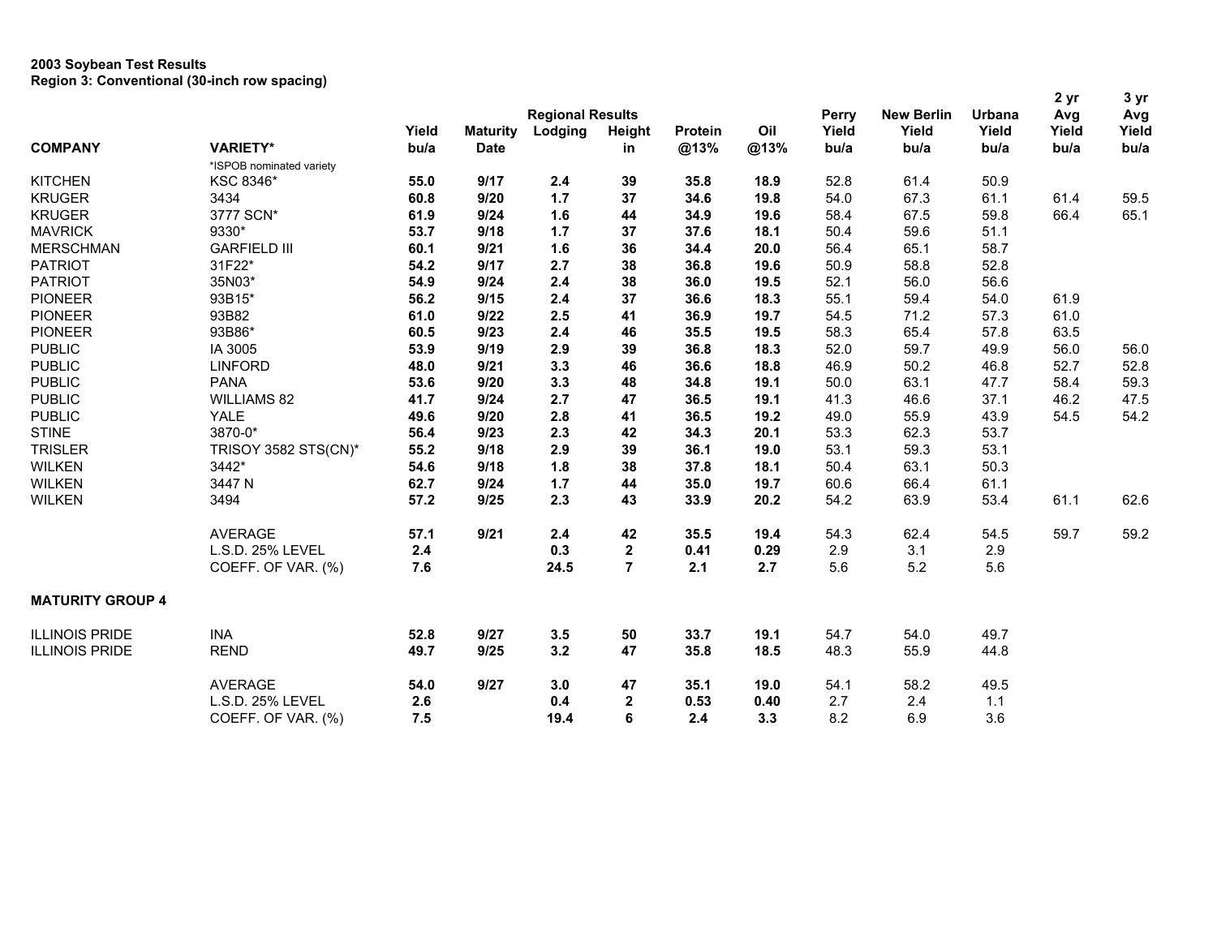**2003 Soybean Test Results**
**Region 3: Conventional (30-inch row spacing)**

| COMPANY | VARIETY* | Yield bu/a | Maturity Date | Regional Results Lodging | Height in | Protein @13% | Oil @13% | Perry Yield bu/a | New Berlin Yield bu/a | Urbana Yield bu/a | 2 yr Avg Yield bu/a | 3 yr Avg Yield bu/a |
|---|---|---|---|---|---|---|---|---|---|---|---|---|
| | *ISPOB nominated variety | | | | | | | | | | | |
| KITCHEN | KSC 8346* | **55.0** | **9/17** | **2.4** | **39** | **35.8** | **18.9** | 52.8 | 61.4 | 50.9 | | |
| KRUGER | 3434 | **60.8** | **9/20** | **1.7** | **37** | **34.6** | **19.8** | 54.0 | 67.3 | 61.1 | 61.4 | 59.5 |
| KRUGER | 3777 SCN* | **61.9** | **9/24** | **1.6** | **44** | **34.9** | **19.6** | 58.4 | 67.5 | 59.8 | 66.4 | 65.1 |
| MAVRICK | 9330* | **53.7** | **9/18** | **1.7** | **37** | **37.6** | **18.1** | 50.4 | 59.6 | 51.1 | | |
| MERSCHMAN | GARFIELD III | **60.1** | **9/21** | **1.6** | **36** | **34.4** | **20.0** | 56.4 | 65.1 | 58.7 | | |
| PATRIOT | 31F22* | **54.2** | **9/17** | **2.7** | **38** | **36.8** | **19.6** | 50.9 | 58.8 | 52.8 | | |
| PATRIOT | 35N03* | **54.9** | **9/24** | **2.4** | **38** | **36.0** | **19.5** | 52.1 | 56.0 | 56.6 | | |
| PIONEER | 93B15* | **56.2** | **9/15** | **2.4** | **37** | **36.6** | **18.3** | 55.1 | 59.4 | 54.0 | 61.9 | |
| PIONEER | 93B82 | **61.0** | **9/22** | **2.5** | **41** | **36.9** | **19.7** | 54.5 | 71.2 | 57.3 | 61.0 | |
| PIONEER | 93B86* | **60.5** | **9/23** | **2.4** | **46** | **35.5** | **19.5** | 58.3 | 65.4 | 57.8 | 63.5 | |
| PUBLIC | IA 3005 | **53.9** | **9/19** | **2.9** | **39** | **36.8** | **18.3** | 52.0 | 59.7 | 49.9 | 56.0 | 56.0 |
| PUBLIC | LINFORD | **48.0** | **9/21** | **3.3** | **46** | **36.6** | **18.8** | 46.9 | 50.2 | 46.8 | 52.7 | 52.8 |
| PUBLIC | PANA | **53.6** | **9/20** | **3.3** | **48** | **34.8** | **19.1** | 50.0 | 63.1 | 47.7 | 58.4 | 59.3 |
| PUBLIC | WILLIAMS 82 | **41.7** | **9/24** | **2.7** | **47** | **36.5** | **19.1** | 41.3 | 46.6 | 37.1 | 46.2 | 47.5 |
| PUBLIC | YALE | **49.6** | **9/20** | **2.8** | **41** | **36.5** | **19.2** | 49.0 | 55.9 | 43.9 | 54.5 | 54.2 |
| STINE | 3870-0* | **56.4** | **9/23** | **2.3** | **42** | **34.3** | **20.1** | 53.3 | 62.3 | 53.7 | | |
| TRISLER | TRISOY 3582 STS(CN)* | **55.2** | **9/18** | **2.9** | **39** | **36.1** | **19.0** | 53.1 | 59.3 | 53.1 | | |
| WILKEN | 3442* | **54.6** | **9/18** | **1.8** | **38** | **37.8** | **18.1** | 50.4 | 63.1 | 50.3 | | |
| WILKEN | 3447 N | **62.7** | **9/24** | **1.7** | **44** | **35.0** | **19.7** | 60.6 | 66.4 | 61.1 | | |
| WILKEN | 3494 | **57.2** | **9/25** | **2.3** | **43** | **33.9** | **20.2** | 54.2 | 63.9 | 53.4 | 61.1 | 62.6 |
| | AVERAGE | **57.1** | **9/21** | **2.4** | **42** | **35.5** | **19.4** | 54.3 | 62.4 | 54.5 | 59.7 | 59.2 |
| | L.S.D. 25% LEVEL | **2.4** | | **0.3** | **2** | **0.41** | **0.29** | 2.9 | 3.1 | 2.9 | | |
| | COEFF. OF VAR. (%) | **7.6** | | **24.5** | **7** | **2.1** | **2.7** | 5.6 | 5.2 | 5.6 | | |
| **MATURITY GROUP 4** | | | | | | | | | | | | |
| ILLINOIS PRIDE | INA | **52.8** | **9/27** | **3.5** | **50** | **33.7** | **19.1** | 54.7 | 54.0 | 49.7 | | |
| ILLINOIS PRIDE | REND | **49.7** | **9/25** | **3.2** | **47** | **35.8** | **18.5** | 48.3 | 55.9 | 44.8 | | |
| | AVERAGE | **54.0** | **9/27** | **3.0** | **47** | **35.1** | **19.0** | 54.1 | 58.2 | 49.5 | | |
| | L.S.D. 25% LEVEL | **2.6** | | **0.4** | **2** | **0.53** | **0.40** | 2.7 | 2.4 | 1.1 | | |
| | COEFF. OF VAR. (%) | **7.5** | | **19.4** | **6** | **2.4** | **3.3** | 8.2 | 6.9 | 3.6 | | |